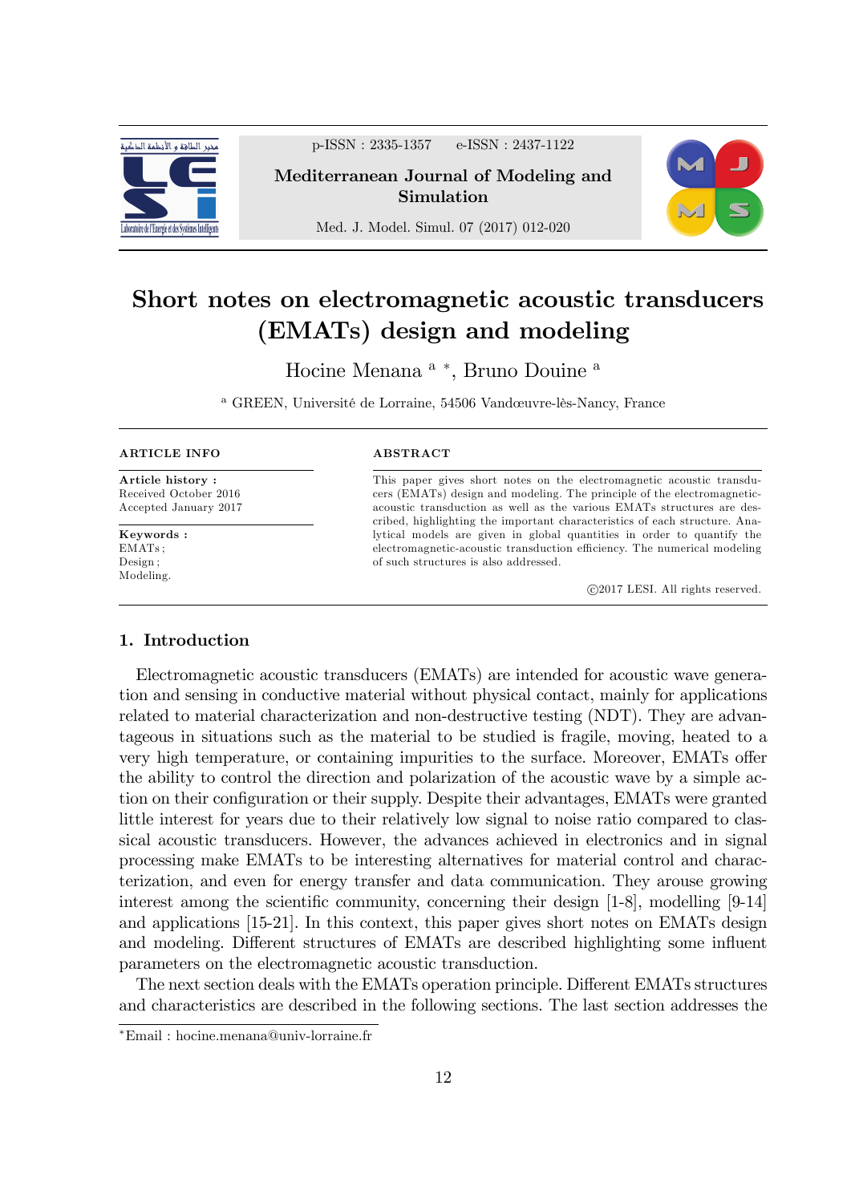# Short notes on electromagnetic acoustic transducers (EMATs) design and modeling

Hocine Menana [a] [*], Bruno Douine [a]

[a] GREEN, Université de Lorraine, 54506 Vandœuvre-lès-Nancy, France

**ARTICLE INFO**

**Article history :**
Received October 2016
Accepted January 2017

**Keywords :**
EMATs ;
Design ;
Modeling.

**ABSTRACT**

This paper gives short notes on the electromagnetic acoustic transducers (EMATs) design and modeling. The principle of the electromagnetic-acoustic transduction as well as the various EMATs structures are described, highlighting the important characteristics of each structure. Analytical models are given in global quantities in order to quantify the electromagnetic-acoustic transduction efficiency. The numerical modeling of such structures is also addressed.

©2017 LESI. All rights reserved.

## 1. Introduction

Electromagnetic acoustic transducers (EMATs) are intended for acoustic wave generation and sensing in conductive material without physical contact, mainly for applications related to material characterization and non-destructive testing (NDT). They are advantageous in situations such as the material to be studied is fragile, moving, heated to a very high temperature, or containing impurities to the surface. Moreover, EMATs offer the ability to control the direction and polarization of the acoustic wave by a simple action on their configuration or their supply. Despite their advantages, EMATs were granted little interest for years due to their relatively low signal to noise ratio compared to classical acoustic transducers. However, the advances achieved in electronics and in signal processing make EMATs to be interesting alternatives for material control and characterization, and even for energy transfer and data communication. They arouse growing interest among the scientific community, concerning their design [1-8], modelling [9-14] and applications [15-21]. In this context, this paper gives short notes on EMATs design and modeling. Different structures of EMATs are described highlighting some influent parameters on the electromagnetic acoustic transduction.

The next section deals with the EMATs operation principle. Different EMATs structures and characteristics are described in the following sections. The last section addresses the

[*] Email : hocine.menana@univ-lorraine.fr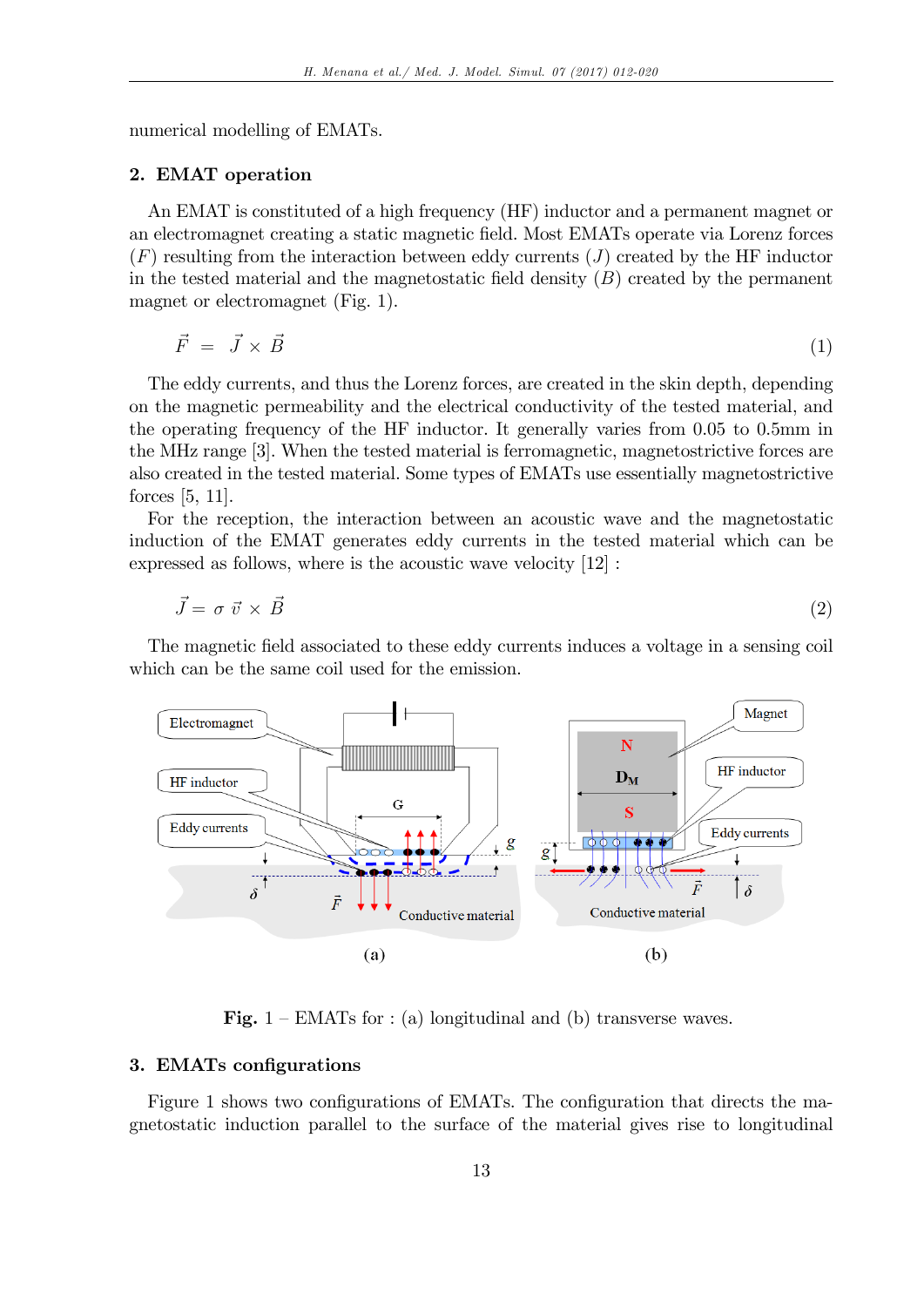numerical modelling of EMATs.

## 2. EMAT operation

An EMAT is constituted of a high frequency (HF) inductor and a permanent magnet or an electromagnet creating a static magnetic field. Most EMATs operate via Lorenz forces ($F$) resulting from the interaction between eddy currents ($J$) created by the HF inductor in the tested material and the magnetostatic field density ($B$) created by the permanent magnet or electromagnet (Fig. 1).

$$\vec{F} = \vec{J} \times \vec{B} \tag{1}$$

The eddy currents, and thus the Lorenz forces, are created in the skin depth, depending on the magnetic permeability and the electrical conductivity of the tested material, and the operating frequency of the HF inductor. It generally varies from 0.05 to 0.5mm in the MHz range [3]. When the tested material is ferromagnetic, magnetostrictive forces are also created in the tested material. Some types of EMATs use essentially magnetostrictive forces [5, 11].

For the reception, the interaction between an acoustic wave and the magnetostatic induction of the EMAT generates eddy currents in the tested material which can be expressed as follows, where is the acoustic wave velocity [12] :

$$\vec{J} = \sigma \, \vec{v} \times \vec{B} \tag{2}$$

The magnetic field associated to these eddy currents induces a voltage in a sensing coil which can be the same coil used for the emission.

**Fig.** 1 – EMATs for : (a) longitudinal and (b) transverse waves.

## 3. EMATs configurations

Figure 1 shows two configurations of EMATs. The configuration that directs the magnetostatic induction parallel to the surface of the material gives rise to longitudinal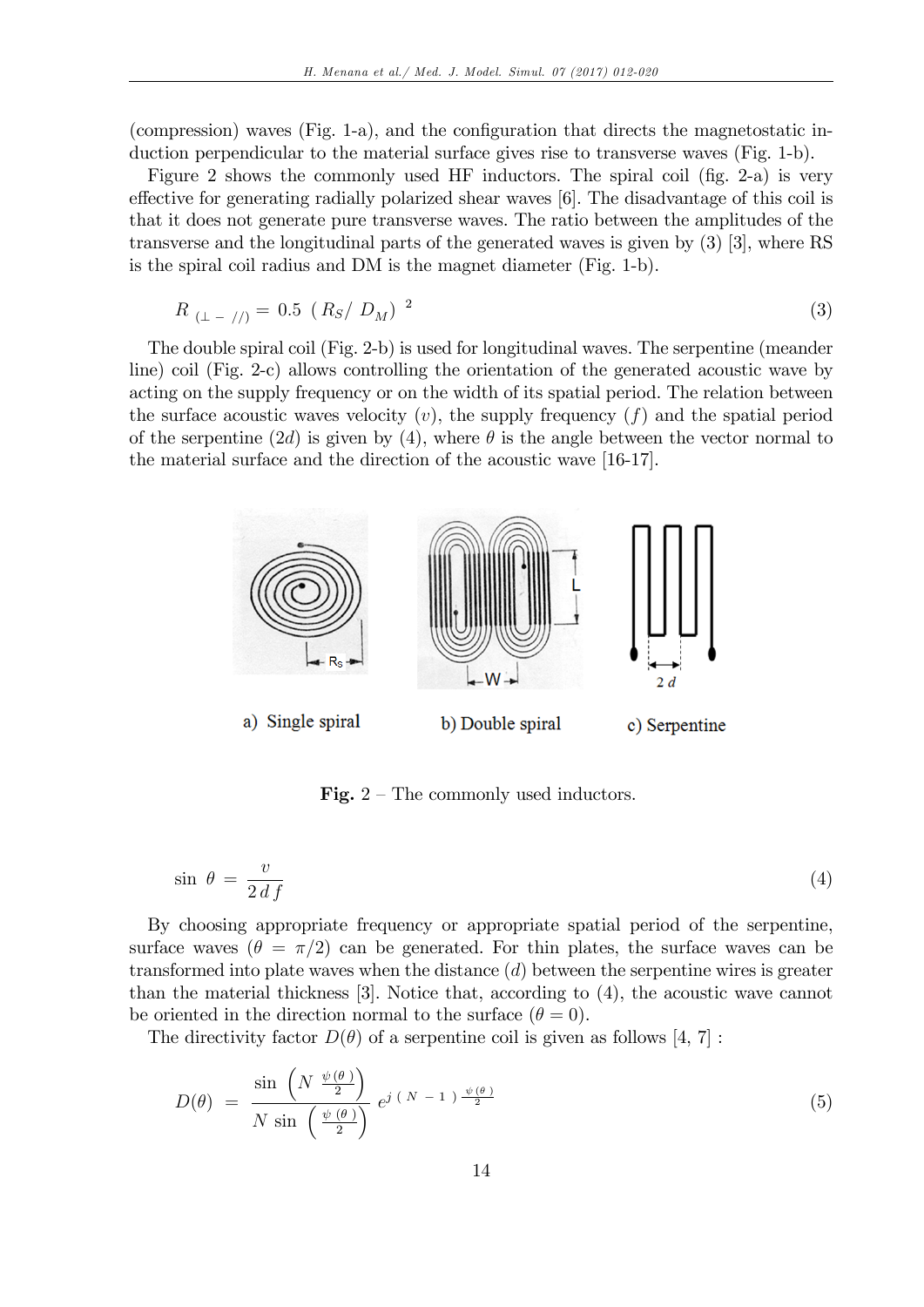(compression) waves (Fig. 1-a), and the configuration that directs the magnetostatic induction perpendicular to the material surface gives rise to transverse waves (Fig. 1-b).

Figure 2 shows the commonly used HF inductors. The spiral coil (fig. 2-a) is very effective for generating radially polarized shear waves [6]. The disadvantage of this coil is that it does not generate pure transverse waves. The ratio between the amplitudes of the transverse and the longitudinal parts of the generated waves is given by (3) [3], where RS is the spiral coil radius and DM is the magnet diameter (Fig. 1-b).

$$R_{(\perp - //)} = 0.5\ (R_S/\ D_M)^{\ 2} \tag{3}$$

The double spiral coil (Fig. 2-b) is used for longitudinal waves. The serpentine (meander line) coil (Fig. 2-c) allows controlling the orientation of the generated acoustic wave by acting on the supply frequency or on the width of its spatial period. The relation between the surface acoustic waves velocity ($v$), the supply frequency ($f$) and the spatial period of the serpentine ($2d$) is given by (4), where $\theta$ is the angle between the vector normal to the material surface and the direction of the acoustic wave [16-17].

a) Single spiral b) Double spiral c) Serpentine

**Fig.** 2 – The commonly used inductors.

$$\sin\ \theta\ =\ \frac{v}{2\,d\,f} \tag{4}$$

By choosing appropriate frequency or appropriate spatial period of the serpentine, surface waves ($\theta = \pi/2$) can be generated. For thin plates, the surface waves can be transformed into plate waves when the distance ($d$) between the serpentine wires is greater than the material thickness [3]. Notice that, according to (4), the acoustic wave cannot be oriented in the direction normal to the surface ($\theta = 0$).

The directivity factor $D(\theta)$ of a serpentine coil is given as follows [4, 7] :

$$D(\theta)\ =\ \frac{\sin\left(N\ \frac{\psi(\theta)}{2}\right)}{N\ \sin\left(\frac{\psi(\theta)}{2}\right)}\ e^{j\ (N\ -\ 1)\ \frac{\psi(\theta)}{2}} \tag{5}$$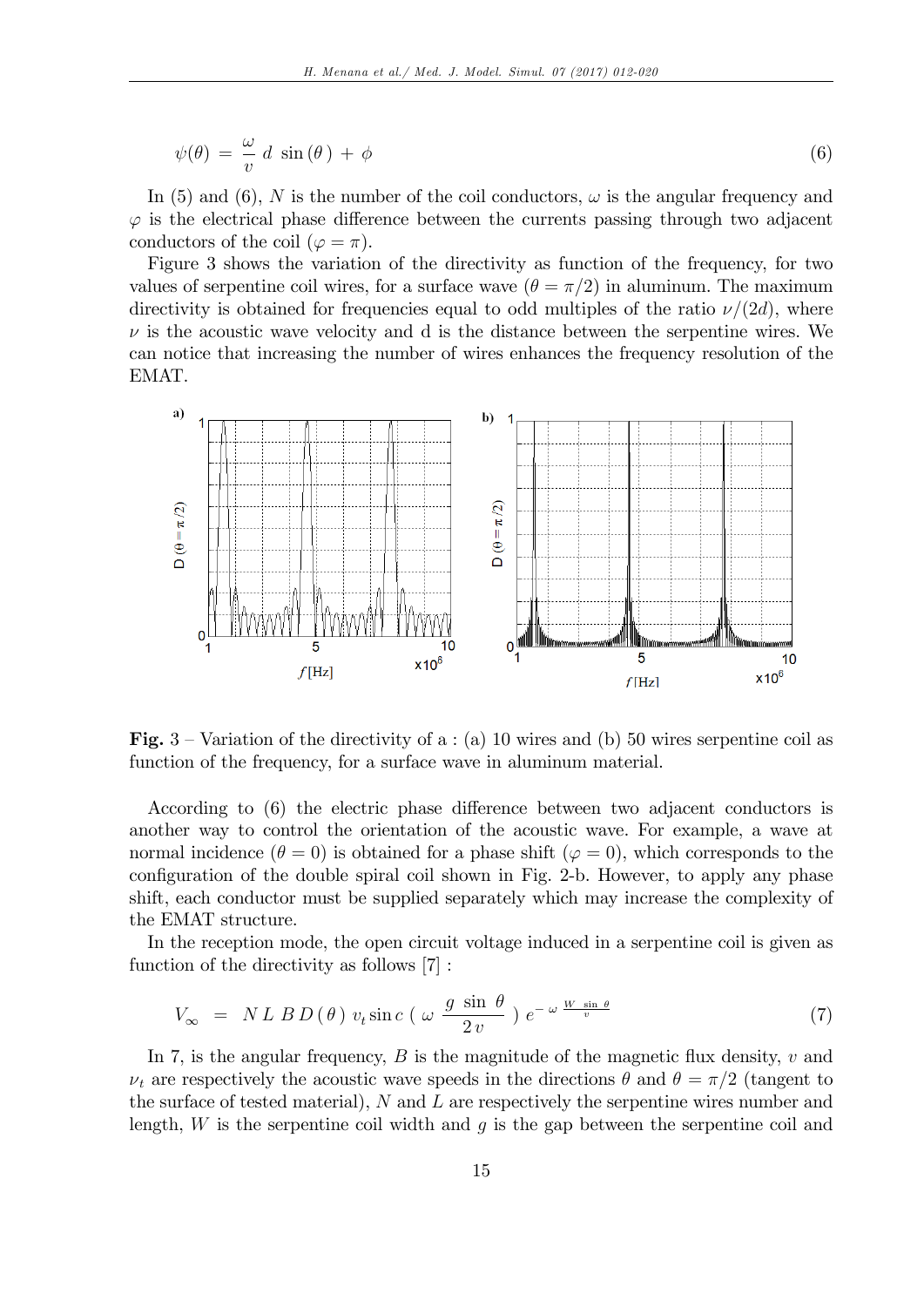$$\psi(\theta) = \frac{\omega}{v}\, d\, \sin(\theta) + \phi \tag{6}$$

In (5) and (6), $N$ is the number of the coil conductors, $\omega$ is the angular frequency and $\varphi$ is the electrical phase difference between the currents passing through two adjacent conductors of the coil ($\varphi = \pi$).

Figure 3 shows the variation of the directivity as function of the frequency, for two values of serpentine coil wires, for a surface wave ($\theta = \pi/2$) in aluminum. The maximum directivity is obtained for frequencies equal to odd multiples of the ratio $\nu/(2d)$, where $\nu$ is the acoustic wave velocity and d is the distance between the serpentine wires. We can notice that increasing the number of wires enhances the frequency resolution of the EMAT.

**Fig.** 3 – Variation of the directivity of a : (a) 10 wires and (b) 50 wires serpentine coil as function of the frequency, for a surface wave in aluminum material.

According to (6) the electric phase difference between two adjacent conductors is another way to control the orientation of the acoustic wave. For example, a wave at normal incidence ($\theta = 0$) is obtained for a phase shift ($\varphi = 0$), which corresponds to the configuration of the double spiral coil shown in Fig. 2-b. However, to apply any phase shift, each conductor must be supplied separately which may increase the complexity of the EMAT structure.

In the reception mode, the open circuit voltage induced in a serpentine coil is given as function of the directivity as follows [7] :

$$V_{\infty} = N\, L\, B\, D(\theta)\, v_t \operatorname{sinc}\left(\omega \frac{g \sin\theta}{2v}\right) e^{-\omega \frac{W \sin\theta}{v}} \tag{7}$$

In 7, is the angular frequency, $B$ is the magnitude of the magnetic flux density, $v$ and $\nu_t$ are respectively the acoustic wave speeds in the directions $\theta$ and $\theta = \pi/2$ (tangent to the surface of tested material), $N$ and $L$ are respectively the serpentine wires number and length, $W$ is the serpentine coil width and $g$ is the gap between the serpentine coil and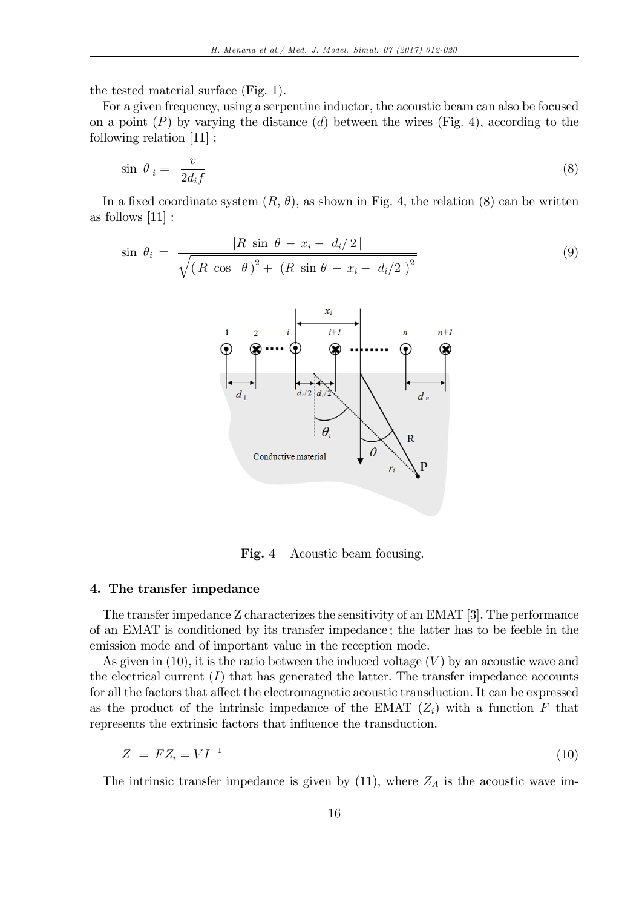the tested material surface (Fig. 1).

For a given frequency, using a serpentine inductor, the acoustic beam can also be focused on a point ($P$) by varying the distance ($d$) between the wires (Fig. 4), according to the following relation [11] :

$$\sin\ \theta_i = \frac{v}{2d_i f} \tag{8}$$

In a fixed coordinate system ($R$, $\theta$), as shown in Fig. 4, the relation (8) can be written as follows [11] :

$$\sin\ \theta_i = \frac{|R\ \sin\ \theta - x_i - d_i/2|}{\sqrt{(R\ \cos\ \theta)^2 + (R\ \sin\theta - x_i - d_i/2)^2}} \tag{9}$$

**Fig.** 4 – Acoustic beam focusing.

## 4. The transfer impedance

The transfer impedance Z characterizes the sensitivity of an EMAT [3]. The performance of an EMAT is conditioned by its transfer impedance; the latter has to be feeble in the emission mode and of important value in the reception mode.

As given in (10), it is the ratio between the induced voltage ($V$) by an acoustic wave and the electrical current ($I$) that has generated the latter. The transfer impedance accounts for all the factors that affect the electromagnetic acoustic transduction. It can be expressed as the product of the intrinsic impedance of the EMAT ($Z_i$) with a function $F$ that represents the extrinsic factors that influence the transduction.

$$Z = FZ_i = VI^{-1} \tag{10}$$

The intrinsic transfer impedance is given by (11), where $Z_A$ is the acoustic wave im-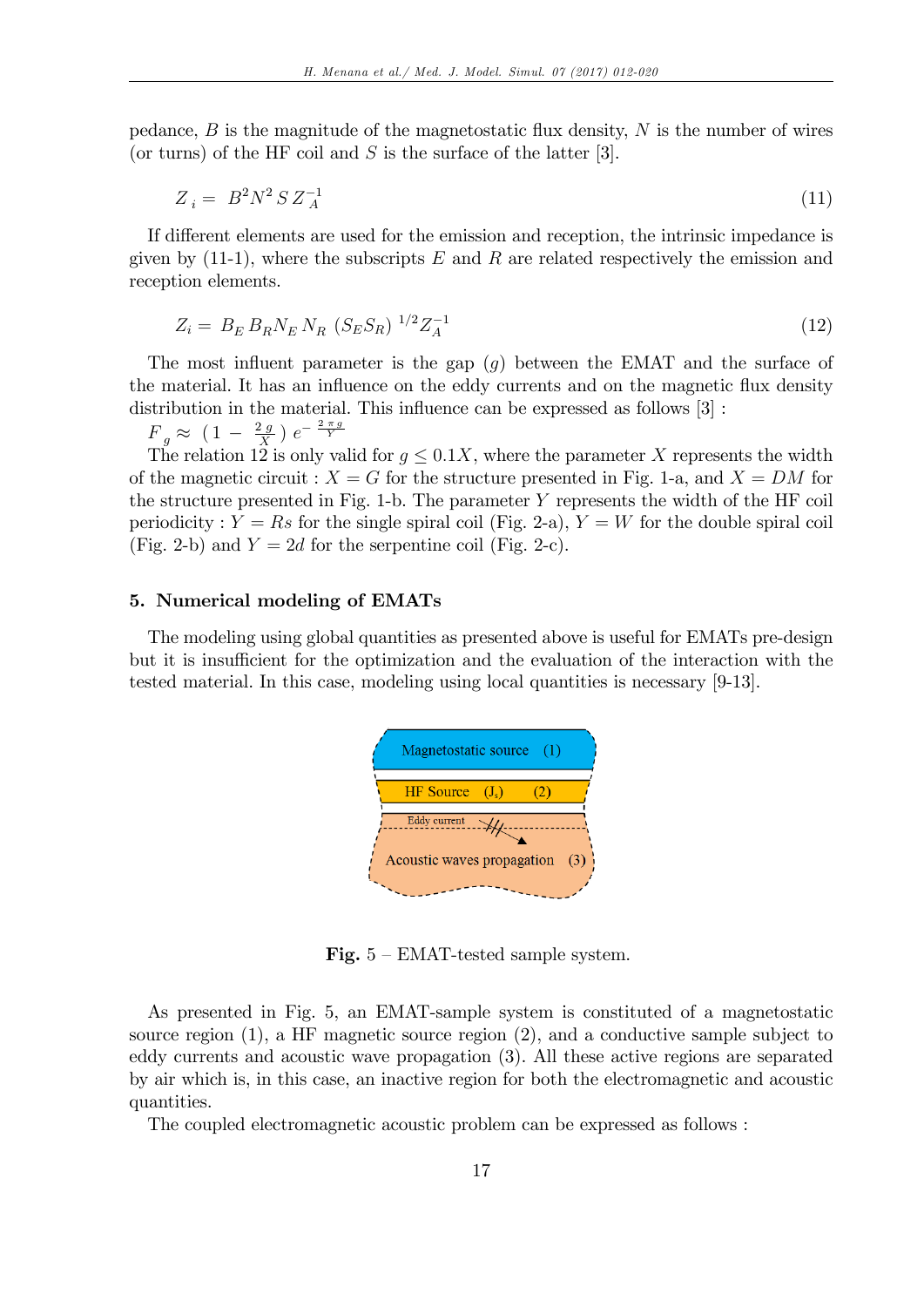pedance, $B$ is the magnitude of the magnetostatic flux density, $N$ is the number of wires (or turns) of the HF coil and $S$ is the surface of the latter [3].

$$Z_i = B^2 N^2 S Z_A^{-1} \tag{11}$$

If different elements are used for the emission and reception, the intrinsic impedance is given by (11-1), where the subscripts $E$ and $R$ are related respectively the emission and reception elements.

$$Z_i = B_E B_R N_E N_R (S_E S_R)^{1/2} Z_A^{-1} \tag{12}$$

The most influent parameter is the gap ($g$) between the EMAT and the surface of the material. It has an influence on the eddy currents and on the magnetic flux density distribution in the material. This influence can be expressed as follows [3] :

$F_g \approx \left(1 - \frac{2g}{X}\right) e^{-\frac{2\pi g}{Y}}$

The relation 12 is only valid for $g \leq 0.1X$, where the parameter $X$ represents the width of the magnetic circuit : $X = G$ for the structure presented in Fig. 1-a, and $X = DM$ for the structure presented in Fig. 1-b. The parameter $Y$ represents the width of the HF coil periodicity : $Y = Rs$ for the single spiral coil (Fig. 2-a), $Y = W$ for the double spiral coil (Fig. 2-b) and $Y = 2d$ for the serpentine coil (Fig. 2-c).

## 5. Numerical modeling of EMATs

The modeling using global quantities as presented above is useful for EMATs pre-design but it is insufficient for the optimization and the evaluation of the interaction with the tested material. In this case, modeling using local quantities is necessary [9-13].

**Fig.** 5 – EMAT-tested sample system.

As presented in Fig. 5, an EMAT-sample system is constituted of a magnetostatic source region (1), a HF magnetic source region (2), and a conductive sample subject to eddy currents and acoustic wave propagation (3). All these active regions are separated by air which is, in this case, an inactive region for both the electromagnetic and acoustic quantities.

The coupled electromagnetic acoustic problem can be expressed as follows :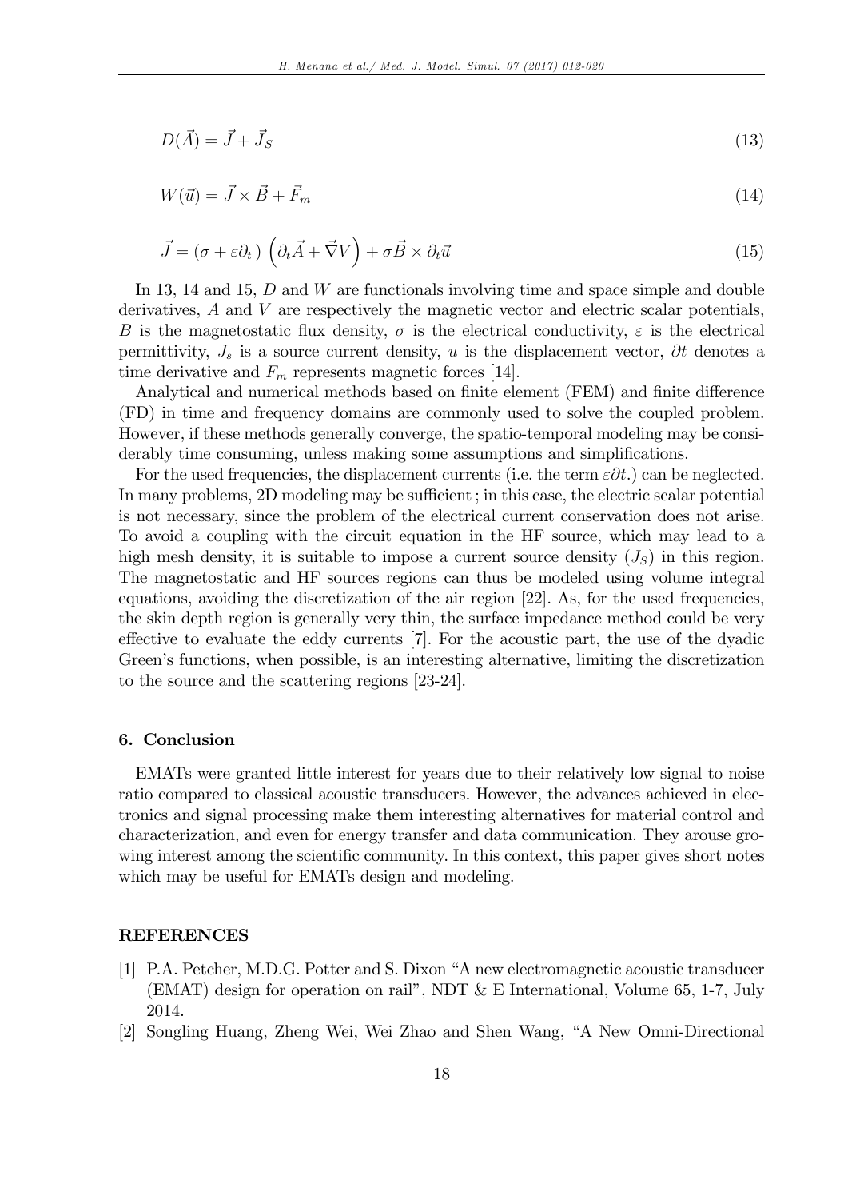$$D(\vec{A}) = \vec{J} + \vec{J}_S \tag{13}$$

$$W(\vec{u}) = \vec{J} \times \vec{B} + \vec{F}_m \tag{14}$$

$$\vec{J} = (\sigma + \varepsilon\partial_t)\left(\partial_t\vec{A} + \vec{\nabla}V\right) + \sigma\vec{B} \times \partial_t\vec{u} \tag{15}$$

In 13, 14 and 15, $D$ and $W$ are functionals involving time and space simple and double derivatives, $A$ and $V$ are respectively the magnetic vector and electric scalar potentials, $B$ is the magnetostatic flux density, $\sigma$ is the electrical conductivity, $\varepsilon$ is the electrical permittivity, $J_s$ is a source current density, $u$ is the displacement vector, $\partial t$ denotes a time derivative and $F_m$ represents magnetic forces [14].

Analytical and numerical methods based on finite element (FEM) and finite difference (FD) in time and frequency domains are commonly used to solve the coupled problem. However, if these methods generally converge, the spatio-temporal modeling may be considerably time consuming, unless making some assumptions and simplifications.

For the used frequencies, the displacement currents (i.e. the term $\varepsilon\partial t$.) can be neglected. In many problems, 2D modeling may be sufficient ; in this case, the electric scalar potential is not necessary, since the problem of the electrical current conservation does not arise. To avoid a coupling with the circuit equation in the HF source, which may lead to a high mesh density, it is suitable to impose a current source density ($J_S$) in this region. The magnetostatic and HF sources regions can thus be modeled using volume integral equations, avoiding the discretization of the air region [22]. As, for the used frequencies, the skin depth region is generally very thin, the surface impedance method could be very effective to evaluate the eddy currents [7]. For the acoustic part, the use of the dyadic Green's functions, when possible, is an interesting alternative, limiting the discretization to the source and the scattering regions [23-24].

## 6. Conclusion

EMATs were granted little interest for years due to their relatively low signal to noise ratio compared to classical acoustic transducers. However, the advances achieved in electronics and signal processing make them interesting alternatives for material control and characterization, and even for energy transfer and data communication. They arouse growing interest among the scientific community. In this context, this paper gives short notes which may be useful for EMATs design and modeling.

## REFERENCES

[1] P.A. Petcher, M.D.G. Potter and S. Dixon "A new electromagnetic acoustic transducer (EMAT) design for operation on rail", NDT & E International, Volume 65, 1-7, July 2014.

[2] Songling Huang, Zheng Wei, Wei Zhao and Shen Wang, "A New Omni-Directional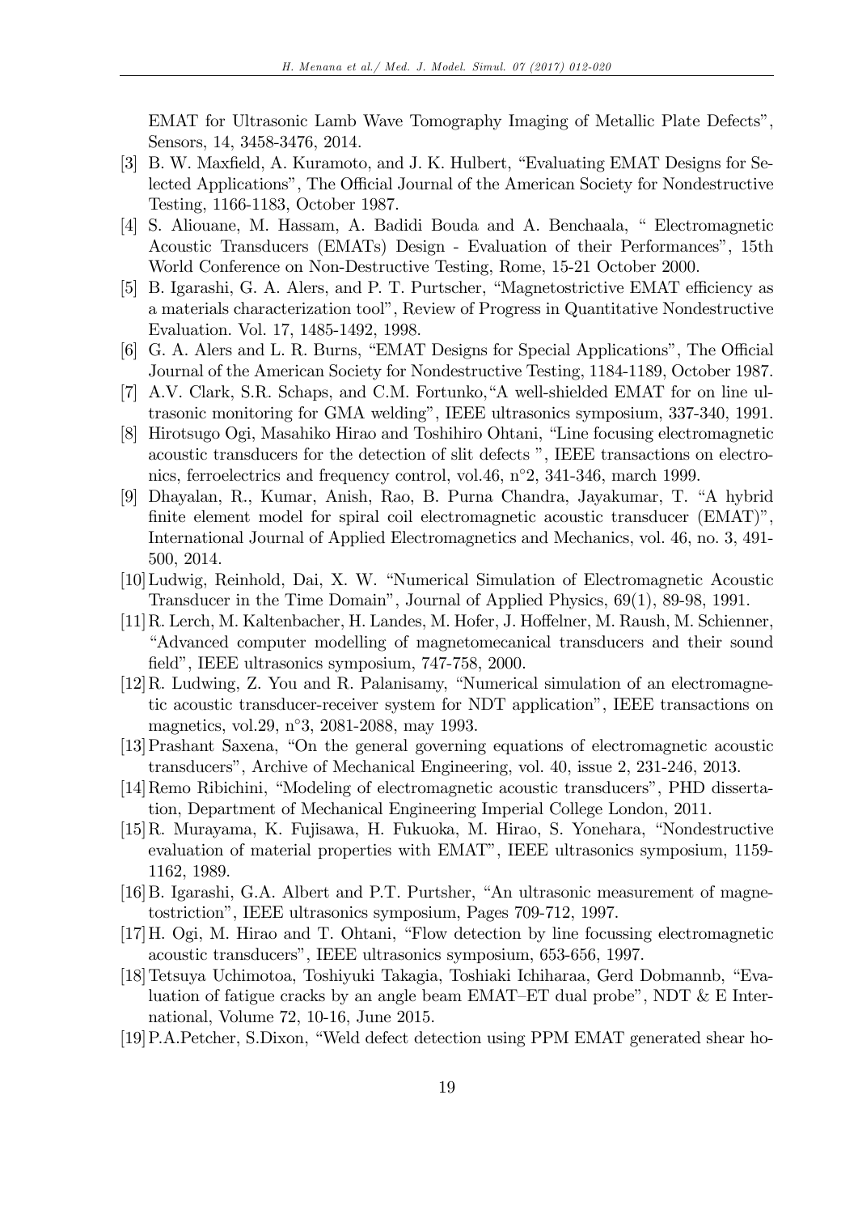EMAT for Ultrasonic Lamb Wave Tomography Imaging of Metallic Plate Defects", Sensors, 14, 3458-3476, 2014.

[3] B. W. Maxfield, A. Kuramoto, and J. K. Hulbert, "Evaluating EMAT Designs for Selected Applications", The Official Journal of the American Society for Nondestructive Testing, 1166-1183, October 1987.

[4] S. Aliouane, M. Hassam, A. Badidi Bouda and A. Benchaala, " Electromagnetic Acoustic Transducers (EMATs) Design - Evaluation of their Performances", 15th World Conference on Non-Destructive Testing, Rome, 15-21 October 2000.

[5] B. Igarashi, G. A. Alers, and P. T. Purtscher, "Magnetostrictive EMAT efficiency as a materials characterization tool", Review of Progress in Quantitative Nondestructive Evaluation. Vol. 17, 1485-1492, 1998.

[6] G. A. Alers and L. R. Burns, "EMAT Designs for Special Applications", The Official Journal of the American Society for Nondestructive Testing, 1184-1189, October 1987.

[7] A.V. Clark, S.R. Schaps, and C.M. Fortunko,"A well-shielded EMAT for on line ultrasonic monitoring for GMA welding", IEEE ultrasonics symposium, 337-340, 1991.

[8] Hirotsugo Ogi, Masahiko Hirao and Toshihiro Ohtani, "Line focusing electromagnetic acoustic transducers for the detection of slit defects ", IEEE transactions on electronics, ferroelectrics and frequency control, vol.46, n°2, 341-346, march 1999.

[9] Dhayalan, R., Kumar, Anish, Rao, B. Purna Chandra, Jayakumar, T. "A hybrid finite element model for spiral coil electromagnetic acoustic transducer (EMAT)", International Journal of Applied Electromagnetics and Mechanics, vol. 46, no. 3, 491-500, 2014.

[10] Ludwig, Reinhold, Dai, X. W. "Numerical Simulation of Electromagnetic Acoustic Transducer in the Time Domain", Journal of Applied Physics, 69(1), 89-98, 1991.

[11] R. Lerch, M. Kaltenbacher, H. Landes, M. Hofer, J. Hoffelner, M. Raush, M. Schienner, "Advanced computer modelling of magnetomecanical transducers and their sound field", IEEE ultrasonics symposium, 747-758, 2000.

[12] R. Ludwing, Z. You and R. Palanisamy, "Numerical simulation of an electromagnetic acoustic transducer-receiver system for NDT application", IEEE transactions on magnetics, vol.29, n°3, 2081-2088, may 1993.

[13] Prashant Saxena, "On the general governing equations of electromagnetic acoustic transducers", Archive of Mechanical Engineering, vol. 40, issue 2, 231-246, 2013.

[14] Remo Ribichini, "Modeling of electromagnetic acoustic transducers", PHD dissertation, Department of Mechanical Engineering Imperial College London, 2011.

[15] R. Murayama, K. Fujisawa, H. Fukuoka, M. Hirao, S. Yonehara, "Nondestructive evaluation of material properties with EMAT", IEEE ultrasonics symposium, 1159-1162, 1989.

[16] B. Igarashi, G.A. Albert and P.T. Purtsher, "An ultrasonic measurement of magnetostriction", IEEE ultrasonics symposium, Pages 709-712, 1997.

[17] H. Ogi, M. Hirao and T. Ohtani, "Flow detection by line focussing electromagnetic acoustic transducers", IEEE ultrasonics symposium, 653-656, 1997.

[18] Tetsuya Uchimotoa, Toshiyuki Takagia, Toshiaki Ichiharaa, Gerd Dobmannb, "Evaluation of fatigue cracks by an angle beam EMAT–ET dual probe", NDT & E International, Volume 72, 10-16, June 2015.

[19] P.A.Petcher, S.Dixon, "Weld defect detection using PPM EMAT generated shear ho-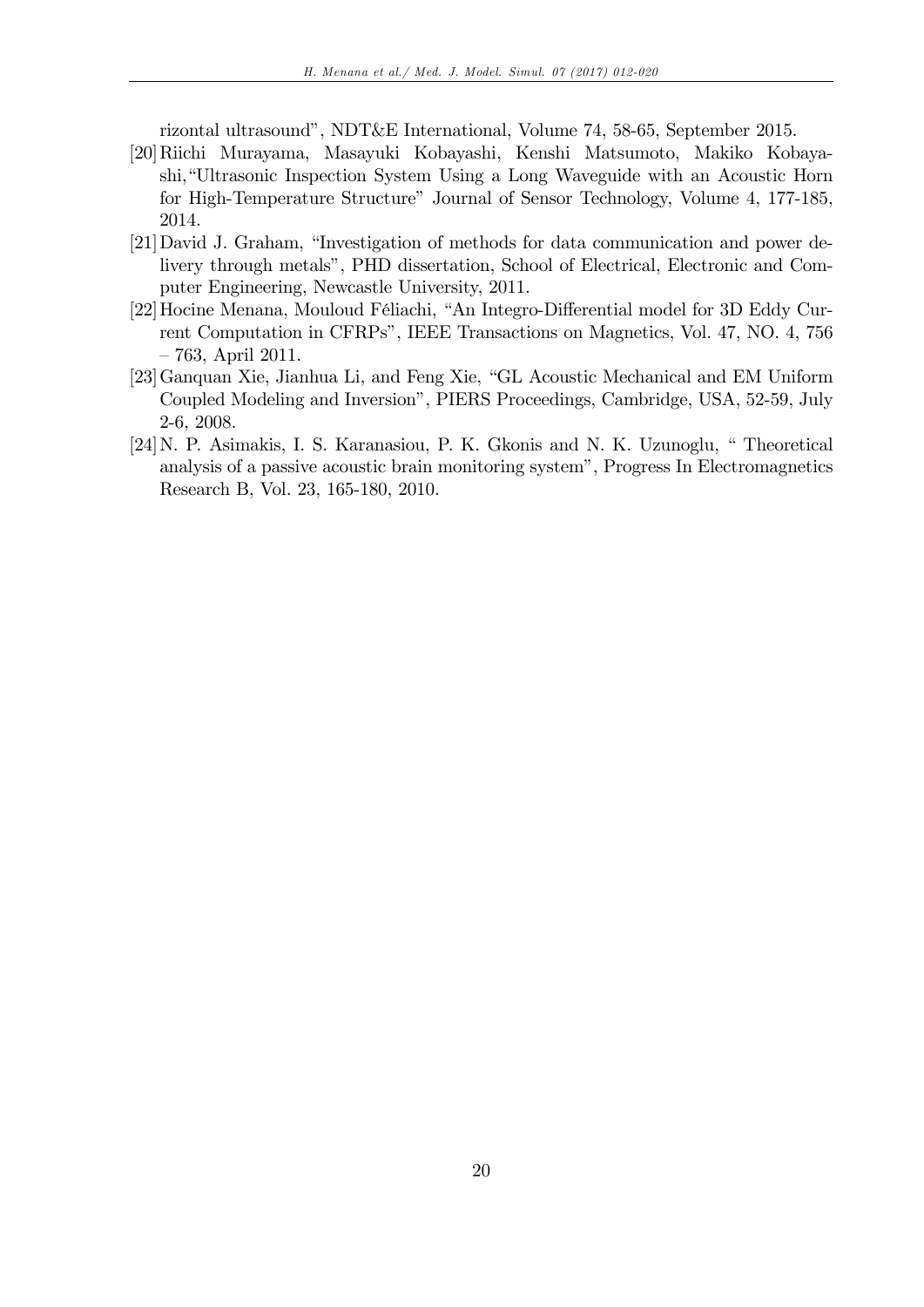rizontal ultrasound", NDT&E International, Volume 74, 58-65, September 2015.

[20] Riichi Murayama, Masayuki Kobayashi, Kenshi Matsumoto, Makiko Kobayashi,"Ultrasonic Inspection System Using a Long Waveguide with an Acoustic Horn for High-Temperature Structure" Journal of Sensor Technology, Volume 4, 177-185, 2014.

[21] David J. Graham, "Investigation of methods for data communication and power delivery through metals", PHD dissertation, School of Electrical, Electronic and Computer Engineering, Newcastle University, 2011.

[22] Hocine Menana, Mouloud Féliachi, "An Integro-Differential model for 3D Eddy Current Computation in CFRPs", IEEE Transactions on Magnetics, Vol. 47, NO. 4, 756 – 763, April 2011.

[23] Ganquan Xie, Jianhua Li, and Feng Xie, "GL Acoustic Mechanical and EM Uniform Coupled Modeling and Inversion", PIERS Proceedings, Cambridge, USA, 52-59, July 2-6, 2008.

[24] N. P. Asimakis, I. S. Karanasiou, P. K. Gkonis and N. K. Uzunoglu, " Theoretical analysis of a passive acoustic brain monitoring system", Progress In Electromagnetics Research B, Vol. 23, 165-180, 2010.